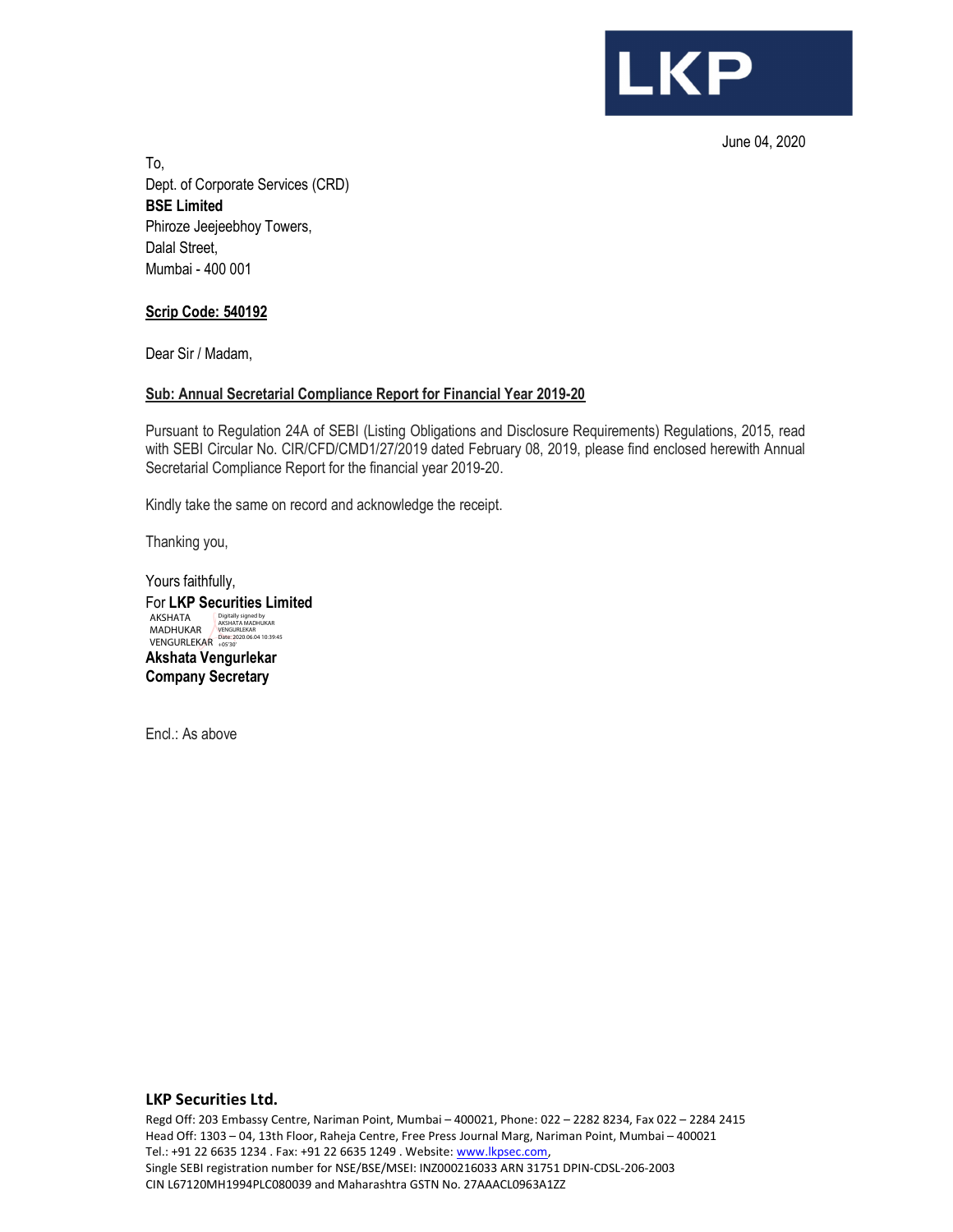LKP

June 04, 2020

To,
Dept. of Corporate Services (CRD)
**BSE Limited**
Phiroze Jeejeebhoy Towers,
Dalal Street,
Mumbai - 400 001

**Scrip Code: 540192**

Dear Sir / Madam,

**Sub: Annual Secretarial Compliance Report for Financial Year 2019-20**

Pursuant to Regulation 24A of SEBI (Listing Obligations and Disclosure Requirements) Regulations, 2015, read with SEBI Circular No. CIR/CFD/CMD1/27/2019 dated February 08, 2019, please find enclosed herewith Annual Secretarial Compliance Report for the financial year 2019-20.

Kindly take the same on record and acknowledge the receipt.

Thanking you,

Yours faithfully,
For **LKP Securities Limited**

AKSHATA MADHUKAR VENGURLEKAR
Digitally signed by AKSHATA MADHUKAR VENGURLEKAR
Date: 2020.06.04 10:39:45 +05'30'

**Akshata Vengurlekar**
**Company Secretary**

Encl.: As above

**LKP Securities Ltd.**
Regd Off: 203 Embassy Centre, Nariman Point, Mumbai – 400021, Phone: 022 – 2282 8234, Fax 022 – 2284 2415
Head Off: 1303 – 04, 13th Floor, Raheja Centre, Free Press Journal Marg, Nariman Point, Mumbai – 400021
Tel.: +91 22 6635 1234 . Fax: +91 22 6635 1249 . Website: www.lkpsec.com,
Single SEBI registration number for NSE/BSE/MSEI: INZ000216033 ARN 31751 DPIN-CDSL-206-2003
CIN L67120MH1994PLC080039 and Maharashtra GSTN No. 27AAACL0963A1ZZ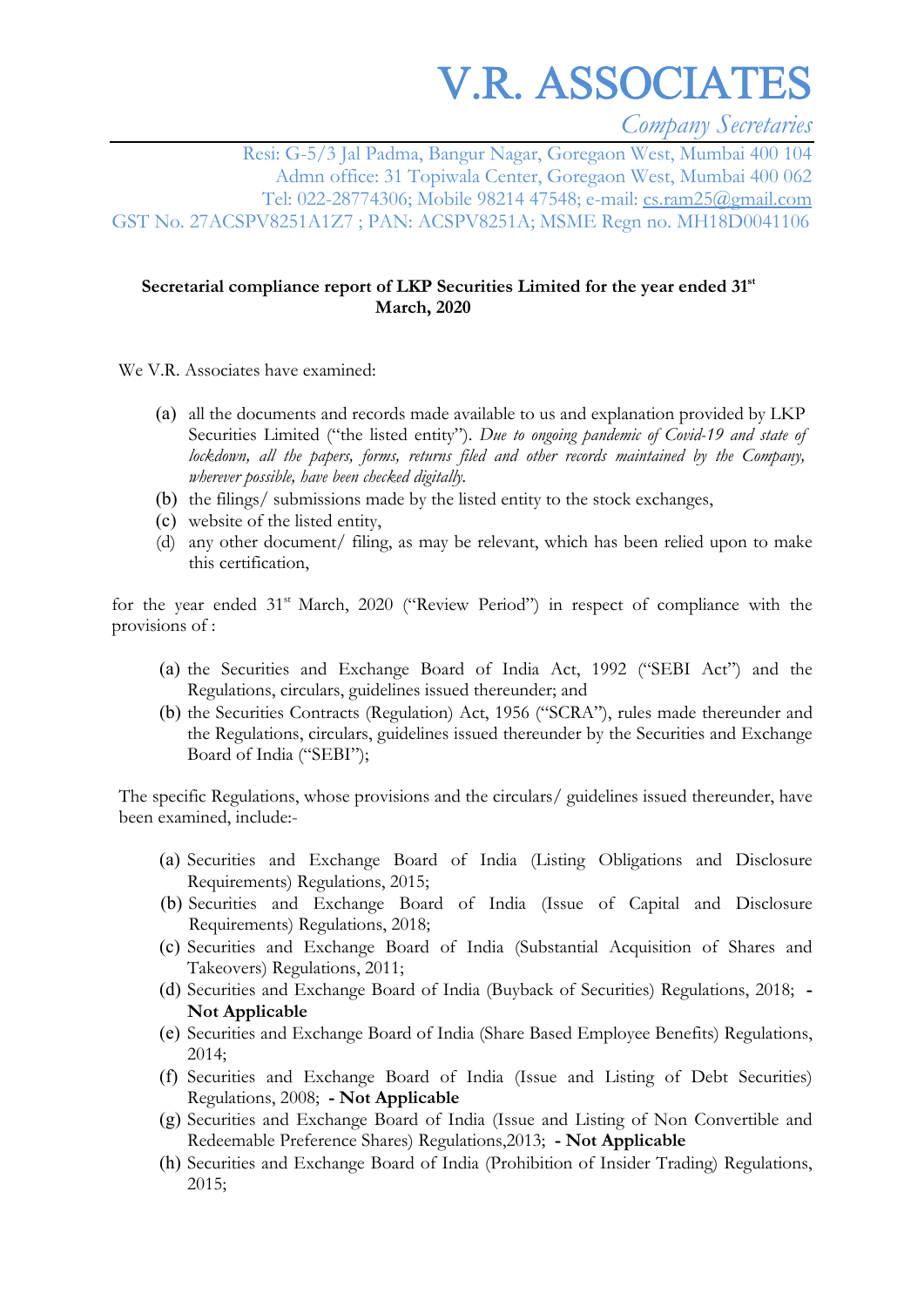# V.R. ASSOCIATES

*Company Secretaries*

Resi: G-5/3 Jal Padma, Bangur Nagar, Goregaon West, Mumbai 400 104
Admn office: 31 Topiwala Center, Goregaon West, Mumbai 400 062
Tel: 022-28774306; Mobile 98214 47548; e-mail: cs.ram25@gmail.com
GST No. 27ACSPV8251A1Z7 ; PAN: ACSPV8251A; MSME Regn no. MH18D0041106

**Secretarial compliance report of LKP Securities Limited for the year ended 31st March, 2020**

We V.R. Associates have examined:

(a) all the documents and records made available to us and explanation provided by LKP Securities Limited ("the listed entity"). *Due to ongoing pandemic of Covid-19 and state of lockdown, all the papers, forms, returns filed and other records maintained by the Company, wherever possible, have been checked digitally.*
(b) the filings/ submissions made by the listed entity to the stock exchanges,
(c) website of the listed entity,
(d) any other document/ filing, as may be relevant, which has been relied upon to make this certification,

for the year ended 31st March, 2020 ("Review Period") in respect of compliance with the provisions of :

(a) the Securities and Exchange Board of India Act, 1992 ("SEBI Act") and the Regulations, circulars, guidelines issued thereunder; and
(b) the Securities Contracts (Regulation) Act, 1956 ("SCRA"), rules made thereunder and the Regulations, circulars, guidelines issued thereunder by the Securities and Exchange Board of India ("SEBI");

The specific Regulations, whose provisions and the circulars/ guidelines issued thereunder, have been examined, include:-

(a) Securities and Exchange Board of India (Listing Obligations and Disclosure Requirements) Regulations, 2015;
(b) Securities and Exchange Board of India (Issue of Capital and Disclosure Requirements) Regulations, 2018;
(c) Securities and Exchange Board of India (Substantial Acquisition of Shares and Takeovers) Regulations, 2011;
(d) Securities and Exchange Board of India (Buyback of Securities) Regulations, 2018; **- Not Applicable**
(e) Securities and Exchange Board of India (Share Based Employee Benefits) Regulations, 2014;
(f) Securities and Exchange Board of India (Issue and Listing of Debt Securities) Regulations, 2008; **- Not Applicable**
(g) Securities and Exchange Board of India (Issue and Listing of Non Convertible and Redeemable Preference Shares) Regulations,2013; **- Not Applicable**
(h) Securities and Exchange Board of India (Prohibition of Insider Trading) Regulations, 2015;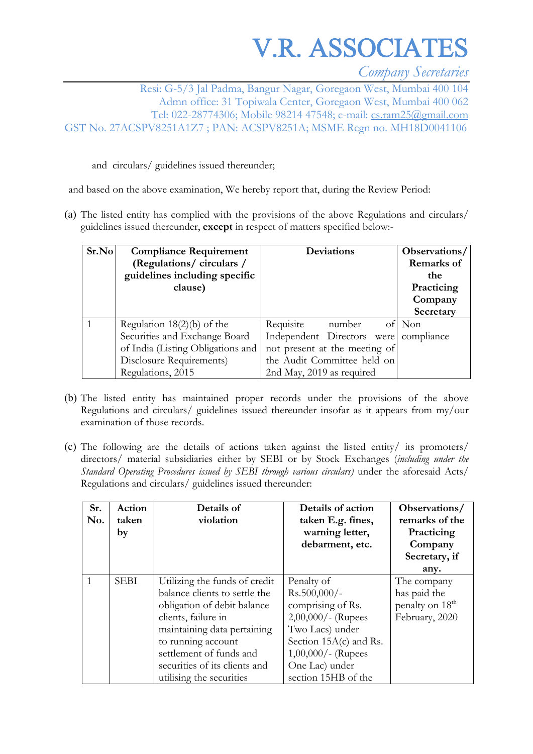# V.R. ASSOCIATES

*Company Secretaries*

Resi: G-5/3 Jal Padma, Bangur Nagar, Goregaon West, Mumbai 400 104
Admn office: 31 Topiwala Center, Goregaon West, Mumbai 400 062
Tel: 022-28774306; Mobile 98214 47548; e-mail: cs.ram25@gmail.com
GST No. 27ACSPV8251A1Z7 ; PAN: ACSPV8251A; MSME Regn no. MH18D0041106

and circulars/ guidelines issued thereunder;

and based on the above examination, We hereby report that, during the Review Period:

(a) The listed entity has complied with the provisions of the above Regulations and circulars/ guidelines issued thereunder, **except** in respect of matters specified below:-

| Sr.No | Compliance Requirement (Regulations/ circulars / guidelines including specific clause) | Deviations | Observations/ Remarks of the Practicing Company Secretary |
|---|---|---|---|
| 1 | Regulation 18(2)(b) of the Securities and Exchange Board of India (Listing Obligations and Disclosure Requirements) Regulations, 2015 | Requisite number of Independent Directors were not present at the meeting of the Audit Committee held on 2nd May, 2019 as required | Non compliance |

(b) The listed entity has maintained proper records under the provisions of the above Regulations and circulars/ guidelines issued thereunder insofar as it appears from my/our examination of those records.

(c) The following are the details of actions taken against the listed entity/ its promoters/ directors/ material subsidiaries either by SEBI or by Stock Exchanges (*including under the Standard Operating Procedures issued by SEBI through various circulars)* under the aforesaid Acts/ Regulations and circulars/ guidelines issued thereunder:

| Sr. No. | Action taken by | Details of violation | Details of action taken E.g. fines, warning letter, debarment, etc. | Observations/ remarks of the Practicing Company Secretary, if any. |
|---|---|---|---|---|
| 1 | SEBI | Utilizing the funds of credit balance clients to settle the obligation of debit balance clients, failure in maintaining data pertaining to running account settlement of funds and securities of its clients and utilising the securities | Penalty of Rs.500,000/- comprising of Rs. 2,00,000/- (Rupees Two Lacs) under Section 15A(c) and Rs. 1,00,000/- (Rupees One Lac) under section 15HB of the | The company has paid the penalty on 18th February, 2020 |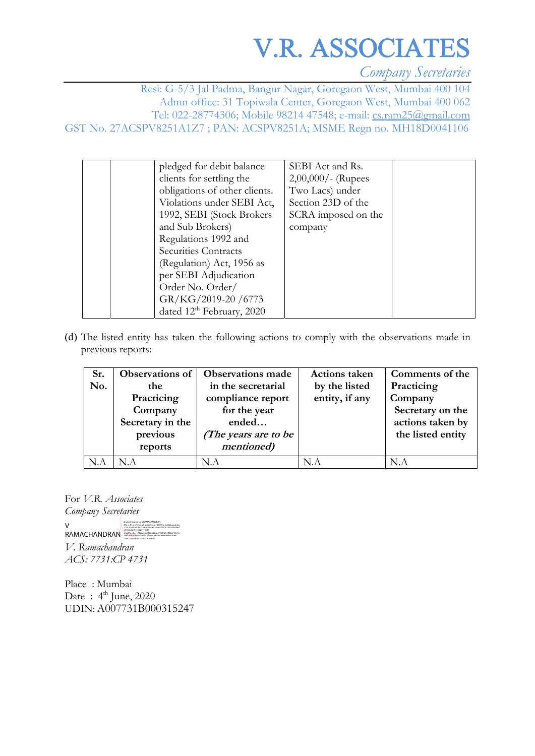# V.R. ASSOCIATES

*Company Secretaries*

Resi: G-5/3 Jal Padma, Bangur Nagar, Goregaon West, Mumbai 400 104
Admn office: 31 Topiwala Center, Goregaon West, Mumbai 400 062
Tel: 022-28774306; Mobile 98214 47548; e-mail: cs.ram25@gmail.com
GST No. 27ACSPV8251A1Z7 ; PAN: ACSPV8251A; MSME Regn no. MH18D0041106

| | | | | |
|---|---|---|---|---|
| | | pledged for debit balance clients for settling the obligations of other clients. Violations under SEBI Act, 1992, SEBI (Stock Brokers and Sub Brokers) Regulations 1992 and Securities Contracts (Regulation) Act, 1956 as per SEBI Adjudication Order No. Order/ GR/KG/2019-20 /6773 dated 12th February, 2020 | SEBI Act and Rs. 2,00,000/- (Rupees Two Lacs) under Section 23D of the SCRA imposed on the company | |

(d) The listed entity has taken the following actions to comply with the observations made in previous reports:

| Sr. No. | Observations of the Practicing Company Secretary in the previous reports | Observations made in the secretarial compliance report for the year ended… *(The years are to be mentioned)* | Actions taken by the listed entity, if any | Comments of the Practicing Company Secretary on the actions taken by the listed entity |
|---|---|---|---|---|
| N.A | N.A | N.A | N.A | N.A |

For *V.R. Associates*
*Company Secretaries*

V RAMACHANDRAN

*V. Ramachandran*
*ACS: 7731:CP 4731*

Place : Mumbai
Date : 4th June, 2020
UDIN: A007731B000315247